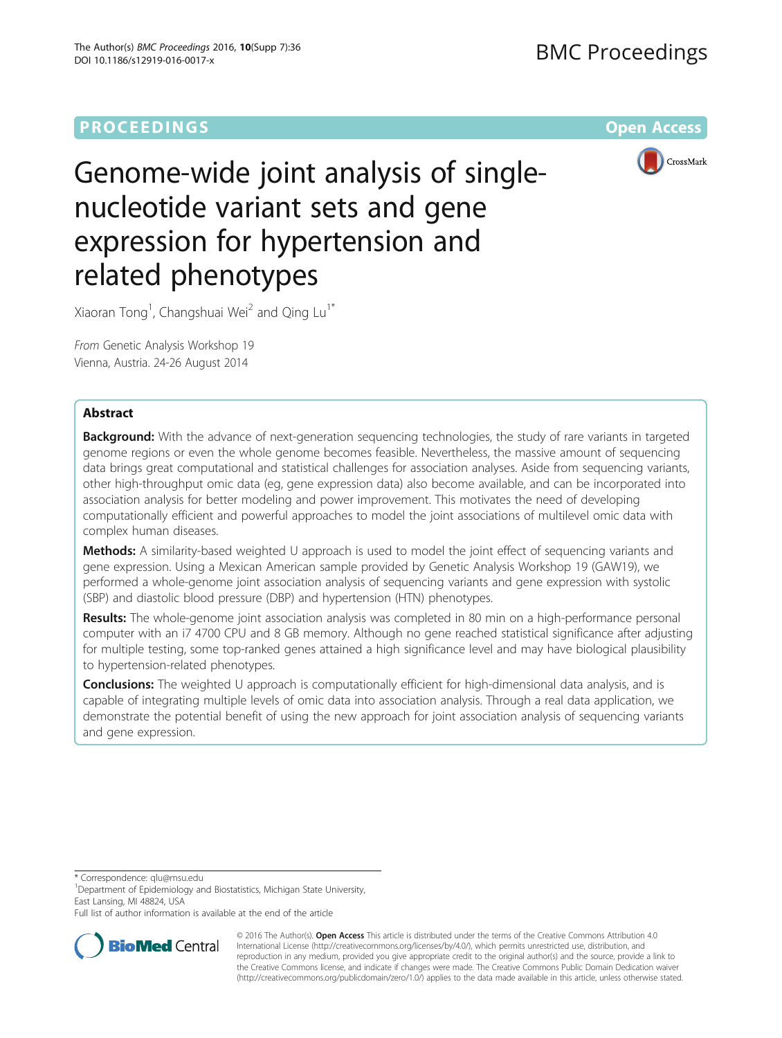**PROCEEDINGS** **Open Access**

# Genome-wide joint analysis of single-nucleotide variant sets and gene expression for hypertension and related phenotypes

Xiaoran Tong[1], Changshuai Wei[2] and Qing Lu[1*]

*From* Genetic Analysis Workshop 19
Vienna, Austria. 24-26 August 2014

## Abstract

**Background:** With the advance of next-generation sequencing technologies, the study of rare variants in targeted genome regions or even the whole genome becomes feasible. Nevertheless, the massive amount of sequencing data brings great computational and statistical challenges for association analyses. Aside from sequencing variants, other high-throughput omic data (eg, gene expression data) also become available, and can be incorporated into association analysis for better modeling and power improvement. This motivates the need of developing computationally efficient and powerful approaches to model the joint associations of multilevel omic data with complex human diseases.

**Methods:** A similarity-based weighted U approach is used to model the joint effect of sequencing variants and gene expression. Using a Mexican American sample provided by Genetic Analysis Workshop 19 (GAW19), we performed a whole-genome joint association analysis of sequencing variants and gene expression with systolic (SBP) and diastolic blood pressure (DBP) and hypertension (HTN) phenotypes.

**Results:** The whole-genome joint association analysis was completed in 80 min on a high-performance personal computer with an i7 4700 CPU and 8 GB memory. Although no gene reached statistical significance after adjusting for multiple testing, some top-ranked genes attained a high significance level and may have biological plausibility to hypertension-related phenotypes.

**Conclusions:** The weighted U approach is computationally efficient for high-dimensional data analysis, and is capable of integrating multiple levels of omic data into association analysis. Through a real data application, we demonstrate the potential benefit of using the new approach for joint association analysis of sequencing variants and gene expression.

---

\* Correspondence: qlu@msu.edu
[1]Department of Epidemiology and Biostatistics, Michigan State University, East Lansing, MI 48824, USA
Full list of author information is available at the end of the article

© 2016 The Author(s). **Open Access** This article is distributed under the terms of the Creative Commons Attribution 4.0 International License (http://creativecommons.org/licenses/by/4.0/), which permits unrestricted use, distribution, and reproduction in any medium, provided you give appropriate credit to the original author(s) and the source, provide a link to the Creative Commons license, and indicate if changes were made. The Creative Commons Public Domain Dedication waiver (http://creativecommons.org/publicdomain/zero/1.0/) applies to the data made available in this article, unless otherwise stated.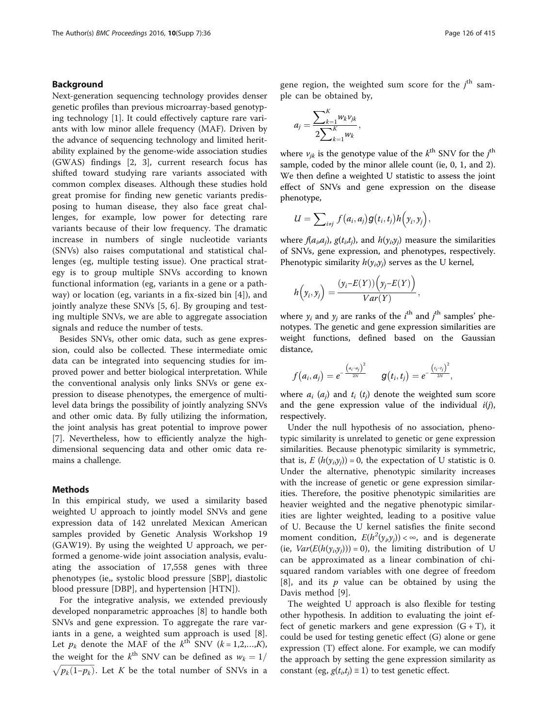## Background

Next-generation sequencing technology provides denser genetic profiles than previous microarray-based genotyping technology [1]. It could effectively capture rare variants with low minor allele frequency (MAF). Driven by the advance of sequencing technology and limited heritability explained by the genome-wide association studies (GWAS) findings [2, 3], current research focus has shifted toward studying rare variants associated with common complex diseases. Although these studies hold great promise for finding new genetic variants predisposing to human disease, they also face great challenges, for example, low power for detecting rare variants because of their low frequency. The dramatic increase in numbers of single nucleotide variants (SNVs) also raises computational and statistical challenges (eg, multiple testing issue). One practical strategy is to group multiple SNVs according to known functional information (eg, variants in a gene or a pathway) or location (eg, variants in a fix-sized bin [4]), and jointly analyze these SNVs [5, 6]. By grouping and testing multiple SNVs, we are able to aggregate association signals and reduce the number of tests.

Besides SNVs, other omic data, such as gene expression, could also be collected. These intermediate omic data can be integrated into sequencing studies for improved power and better biological interpretation. While the conventional analysis only links SNVs or gene expression to disease phenotypes, the emergence of multilevel data brings the possibility of jointly analyzing SNVs and other omic data. By fully utilizing the information, the joint analysis has great potential to improve power [7]. Nevertheless, how to efficiently analyze the high-dimensional sequencing data and other omic data remains a challenge.

## Methods

In this empirical study, we used a similarity based weighted U approach to jointly model SNVs and gene expression data of 142 unrelated Mexican American samples provided by Genetic Analysis Workshop 19 (GAW19). By using the weighted U approach, we performed a genome-wide joint association analysis, evaluating the association of 17,558 genes with three phenotypes (ie,, systolic blood pressure [SBP], diastolic blood pressure [DBP], and hypertension [HTN]).

For the integrative analysis, we extended previously developed nonparametric approaches [8] to handle both SNVs and gene expression. To aggregate the rare variants in a gene, a weighted sum approach is used [8]. Let $p_k$ denote the MAF of the $k^{\text{th}}$ SNV ($k = 1,2,\ldots,K$), the weight for the $k^{\text{th}}$ SNV can be defined as $w_k = 1/\sqrt{p_k(1-p_k)}$. Let $K$ be the total number of SNVs in a gene region, the weighted sum score for the $j^{\text{th}}$ sample can be obtained by,

$$a_j = \frac{\sum_{k=1}^{K} w_k v_{jk}}{2\sum_{k=1}^{K} w_k},$$

where $v_{jk}$ is the genotype value of the $k^{\text{th}}$ SNV for the $j^{\text{th}}$ sample, coded by the minor allele count (ie, 0, 1, and 2). We then define a weighted U statistic to assess the joint effect of SNVs and gene expression on the disease phenotype,

$$U = \sum_{i \neq j} f(a_i, a_j) g(t_i, t_j) h(y_i, y_j),$$

where $f(a_i,a_j)$, $g(t_i,t_j)$, and $h(y_i,y_j)$ measure the similarities of SNVs, gene expression, and phenotypes, respectively. Phenotypic similarity $h(y_i,y_j)$ serves as the U kernel,

$$h(y_i, y_j) = \frac{(y_i - E(Y))(y_j - E(Y))}{Var(Y)},$$

where $y_i$ and $y_j$ are ranks of the $i^{\text{th}}$ and $j^{\text{th}}$ samples' phenotypes. The genetic and gene expression similarities are weight functions, defined based on the Gaussian distance,

$$f(a_i, a_j) = e^{-\frac{(a_i - a_j)^2}{2N}} \qquad g(t_i, t_j) = e^{-\frac{(t_i - t_j)^2}{2N}},$$

where $a_i$ ($a_j$) and $t_i$ ($t_j$) denote the weighted sum score and the gene expression value of the individual $i(j)$, respectively.

Under the null hypothesis of no association, phenotypic similarity is unrelated to genetic or gene expression similarities. Because phenotypic similarity is symmetric, that is, $E(h(y_i,y_j)) = 0$, the expectation of U statistic is 0. Under the alternative, phenotypic similarity increases with the increase of genetic or gene expression similarities. Therefore, the positive phenotypic similarities are heavier weighted and the negative phenotypic similarities are lighter weighted, leading to a positive value of U. Because the U kernel satisfies the finite second moment condition, $E(h^2(y_i,y_j)) < \infty$, and is degenerate (ie, $Var(E(h(y_i,y_j))) = 0$), the limiting distribution of U can be approximated as a linear combination of chi-squared random variables with one degree of freedom [8], and its $p$ value can be obtained by using the Davis method [9].

The weighted U approach is also flexible for testing other hypothesis. In addition to evaluating the joint effect of genetic markers and gene expression (G + T), it could be used for testing genetic effect (G) alone or gene expression (T) effect alone. For example, we can modify the approach by setting the gene expression similarity as constant (eg, $g(t_i,t_j) \equiv 1$) to test genetic effect.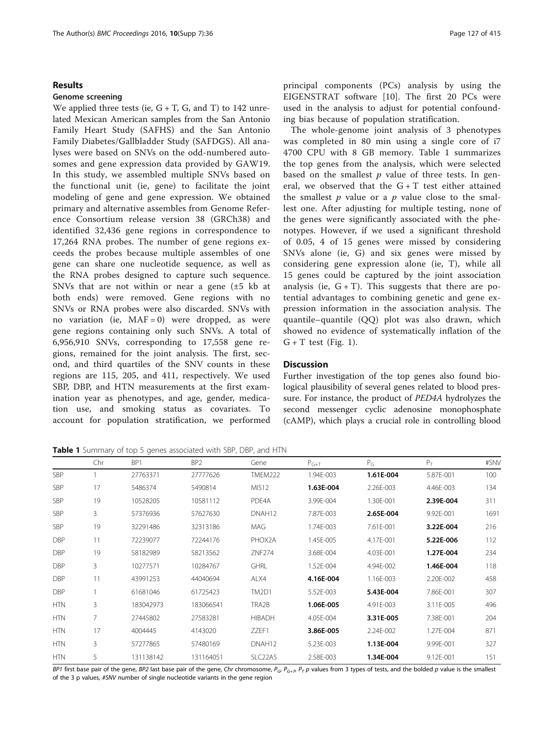## Results

### Genome screening

We applied three tests (ie, G + T, G, and T) to 142 unrelated Mexican American samples from the San Antonio Family Heart Study (SAFHS) and the San Antonio Family Diabetes/Gallbladder Study (SAFDGS). All analyses were based on SNVs on the odd-numbered autosomes and gene expression data provided by GAW19. In this study, we assembled multiple SNVs based on the functional unit (ie, gene) to facilitate the joint modeling of gene and gene expression. We obtained primary and alternative assembles from Genome Reference Consortium release version 38 (GRCh38) and identified 32,436 gene regions in correspondence to 17,264 RNA probes. The number of gene regions exceeds the probes because multiple assembles of one gene can share one nucleotide sequence, as well as the RNA probes designed to capture such sequence. SNVs that are not within or near a gene (±5 kb at both ends) were removed. Gene regions with no SNVs or RNA probes were also discarded. SNVs with no variation (ie, MAF = 0) were dropped, as were gene regions containing only such SNVs. A total of 6,956,910 SNVs, corresponding to 17,558 gene regions, remained for the joint analysis. The first, second, and third quartiles of the SNV counts in these regions are 115, 205, and 411, respectively. We used SBP, DBP, and HTN measurements at the first examination year as phenotypes, and age, gender, medication use, and smoking status as covariates. To account for population stratification, we performed principal components (PCs) analysis by using the EIGENSTRAT software [10]. The first 20 PCs were used in the analysis to adjust for potential confounding bias because of population stratification.

The whole-genome joint analysis of 3 phenotypes was completed in 80 min using a single core of i7 4700 CPU with 8 GB memory. Table 1 summarizes the top genes from the analysis, which were selected based on the smallest $p$ value of three tests. In general, we observed that the G + T test either attained the smallest $p$ value or a $p$ value close to the smallest one. After adjusting for multiple testing, none of the genes were significantly associated with the phenotypes. However, if we used a significant threshold of 0.05, 4 of 15 genes were missed by considering SNVs alone (ie, G) and six genes were missed by considering gene expression alone (ie, T), while all 15 genes could be captured by the joint association analysis (ie, G + T). This suggests that there are potential advantages to combining genetic and gene expression information in the association analysis. The quantile–quantile (QQ) plot was also drawn, which showed no evidence of systematically inflation of the G + T test (Fig. 1).

## Discussion

Further investigation of the top genes also found biological plausibility of several genes related to blood pressure. For instance, the product of *PED4A* hydrolyzes the second messenger cyclic adenosine monophosphate (cAMP), which plays a crucial role in controlling blood

**Table 1** Summary of top 5 genes associated with SBP, DBP, and HTN

| | Chr | BP1 | BP2 | Gene | $P_{G+T}$ | $P_G$ | $P_T$ | #SNV |
|---|---|---|---|---|---|---|---|---|
| SBP | 1 | 27763371 | 27777626 | TMEM222 | 1.94E-003 | **1.61E-004** | 5.87E-001 | 100 |
| SBP | 17 | 5486374 | 5490814 | MIS12 | **1.63E-004** | 2.26E-003 | 4.46E-003 | 134 |
| SBP | 19 | 10528205 | 10581112 | PDE4A | 3.99E-004 | 1.30E-001 | **2.39E-004** | 311 |
| SBP | 3 | 57376936 | 57627630 | DNAH12 | 7.87E-003 | **2.65E-004** | 9.92E-001 | 1691 |
| SBP | 19 | 32291486 | 32313186 | MAG | 1.74E-003 | 7.61E-001 | **3.22E-004** | 216 |
| DBP | 11 | 72239077 | 72244176 | PHOX2A | 1.45E-005 | 4.17E-001 | **5.22E-006** | 112 |
| DBP | 19 | 58182989 | 58213562 | ZNF274 | 3.68E-004 | 4.03E-001 | **1.27E-004** | 234 |
| DBP | 3 | 10277571 | 10284767 | GHRL | 1.52E-004 | 4.94E-002 | **1.46E-004** | 118 |
| DBP | 11 | 43991253 | 44040694 | ALX4 | **4.16E-004** | 1.16E-003 | 2.20E-002 | 458 |
| DBP | 1 | 61681046 | 61725423 | TM2D1 | 5.52E-003 | **5.43E-004** | 7.86E-001 | 307 |
| HTN | 3 | 183042973 | 183066541 | TRA2B | **1.06E-005** | 4.91E-003 | 3.11E-005 | 496 |
| HTN | 7 | 27445802 | 27583281 | HIBADH | 4.05E-004 | **3.31E-005** | 7.38E-001 | 204 |
| HTN | 17 | 4004445 | 4143020 | ZZEF1 | **3.86E-005** | 2.24E-002 | 1.27E-004 | 871 |
| HTN | 3 | 57277865 | 57480169 | DNAH12 | 5.23E-003 | **1.13E-004** | 9.99E-001 | 327 |
| HTN | 5 | 131138142 | 131164051 | SLC22A5 | 2.58E-003 | **1.34E-004** | 9.12E-001 | 151 |

*BP1* first base pair of the gene, *BP2* last base pair of the gene, *Chr* chromosome, $P_G$, $P_{G+T}$, $P_T$ $p$ values from 3 types of tests, and the bolded $p$ value is the smallest of the 3 p values, *#SNV* number of single nucleotide variants in the gene region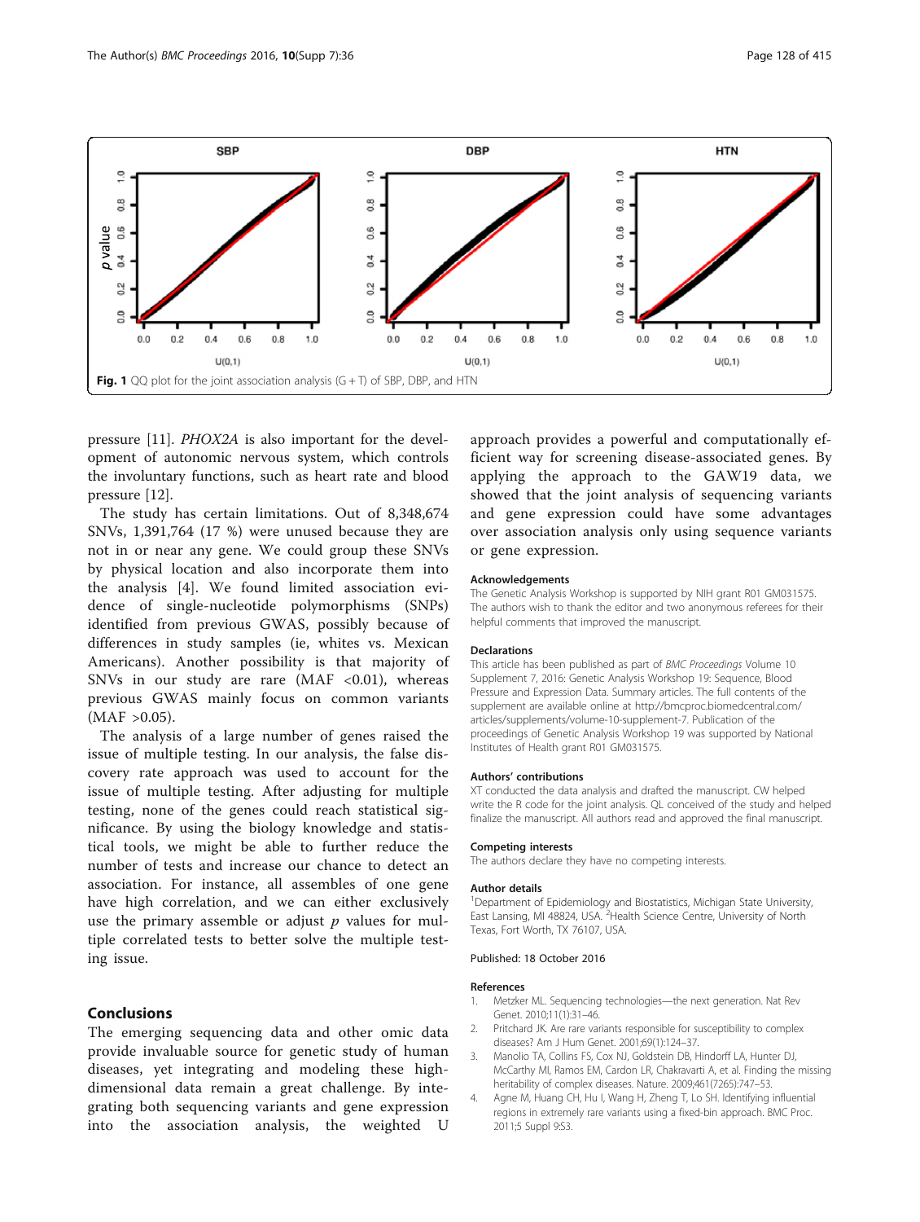Fig. 1 QQ plot for the joint association analysis (G + T) of SBP, DBP, and HTN

pressure [11]. *PHOX2A* is also important for the development of autonomic nervous system, which controls the involuntary functions, such as heart rate and blood pressure [12].

The study has certain limitations. Out of 8,348,674 SNVs, 1,391,764 (17 %) were unused because they are not in or near any gene. We could group these SNVs by physical location and also incorporate them into the analysis [4]. We found limited association evidence of single-nucleotide polymorphisms (SNPs) identified from previous GWAS, possibly because of differences in study samples (ie, whites vs. Mexican Americans). Another possibility is that majority of SNVs in our study are rare (MAF <0.01), whereas previous GWAS mainly focus on common variants (MAF >0.05).

The analysis of a large number of genes raised the issue of multiple testing. In our analysis, the false discovery rate approach was used to account for the issue of multiple testing. After adjusting for multiple testing, none of the genes could reach statistical significance. By using the biology knowledge and statistical tools, we might be able to further reduce the number of tests and increase our chance to detect an association. For instance, all assembles of one gene have high correlation, and we can either exclusively use the primary assemble or adjust $p$ values for multiple correlated tests to better solve the multiple testing issue.

## Conclusions

The emerging sequencing data and other omic data provide invaluable source for genetic study of human diseases, yet integrating and modeling these high-dimensional data remain a great challenge. By integrating both sequencing variants and gene expression into the association analysis, the weighted U approach provides a powerful and computationally efficient way for screening disease-associated genes. By applying the approach to the GAW19 data, we showed that the joint analysis of sequencing variants and gene expression could have some advantages over association analysis only using sequence variants or gene expression.

#### Acknowledgements

The Genetic Analysis Workshop is supported by NIH grant R01 GM031575. The authors wish to thank the editor and two anonymous referees for their helpful comments that improved the manuscript.

#### Declarations

This article has been published as part of *BMC Proceedings* Volume 10 Supplement 7, 2016: Genetic Analysis Workshop 19: Sequence, Blood Pressure and Expression Data. Summary articles. The full contents of the supplement are available online at http://bmcproc.biomedcentral.com/articles/supplements/volume-10-supplement-7. Publication of the proceedings of Genetic Analysis Workshop 19 was supported by National Institutes of Health grant R01 GM031575.

#### Authors' contributions

XT conducted the data analysis and drafted the manuscript. CW helped write the R code for the joint analysis. QL conceived of the study and helped finalize the manuscript. All authors read and approved the final manuscript.

#### Competing interests

The authors declare they have no competing interests.

#### Author details

[1]Department of Epidemiology and Biostatistics, Michigan State University, East Lansing, MI 48824, USA. [2]Health Science Centre, University of North Texas, Fort Worth, TX 76107, USA.

Published: 18 October 2016

#### References

1. Metzker ML. Sequencing technologies—the next generation. Nat Rev Genet. 2010;11(1):31–46.
2. Pritchard JK. Are rare variants responsible for susceptibility to complex diseases? Am J Hum Genet. 2001;69(1):124–37.
3. Manolio TA, Collins FS, Cox NJ, Goldstein DB, Hindorff LA, Hunter DJ, McCarthy MI, Ramos EM, Cardon LR, Chakravarti A, et al. Finding the missing heritability of complex diseases. Nature. 2009;461(7265):747–53.
4. Agne M, Huang CH, Hu I, Wang H, Zheng T, Lo SH. Identifying influential regions in extremely rare variants using a fixed-bin approach. BMC Proc. 2011;5 Suppl 9:S3.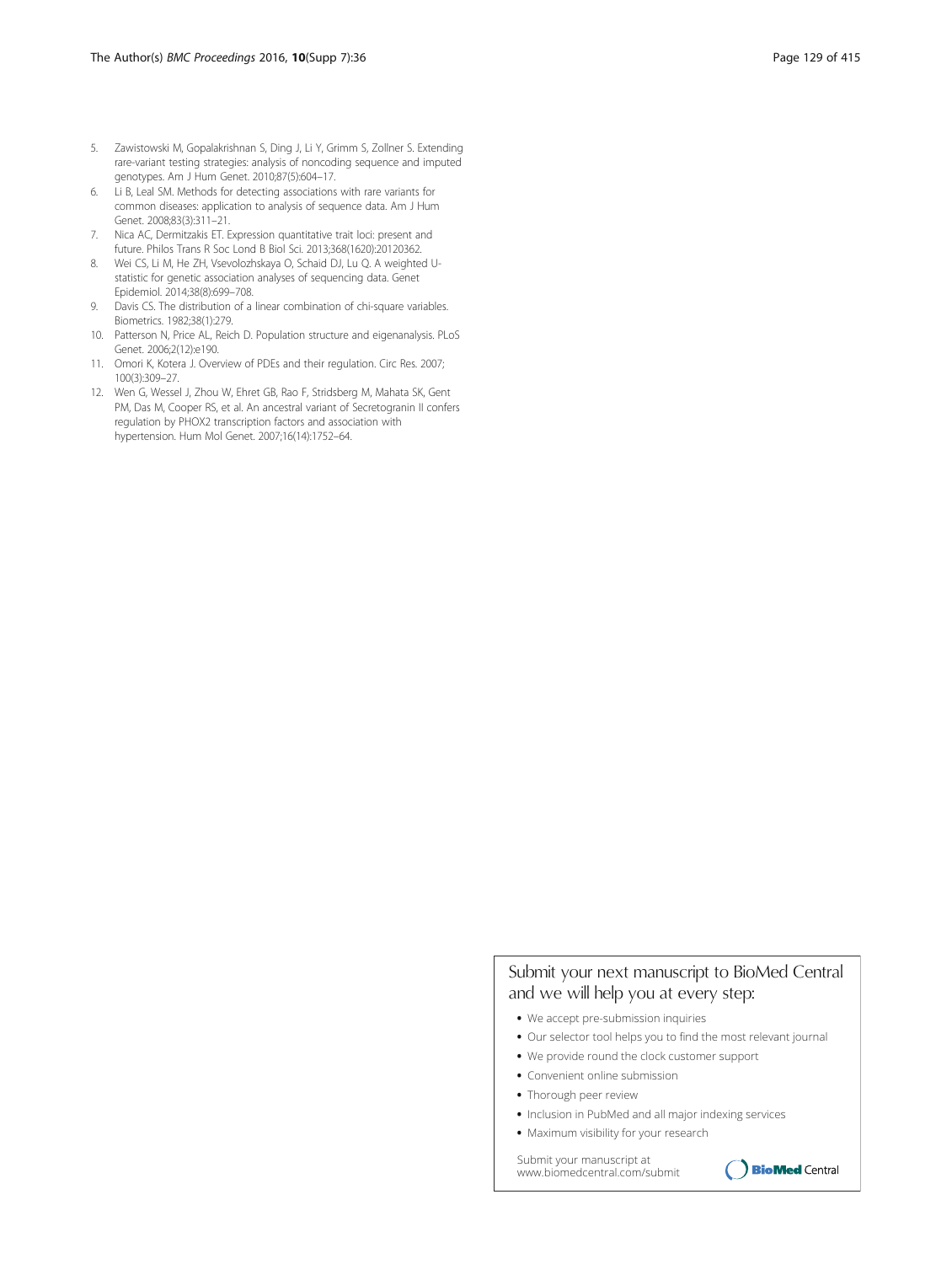5. Zawistowski M, Gopalakrishnan S, Ding J, Li Y, Grimm S, Zollner S. Extending rare-variant testing strategies: analysis of noncoding sequence and imputed genotypes. Am J Hum Genet. 2010;87(5):604–17.
6. Li B, Leal SM. Methods for detecting associations with rare variants for common diseases: application to analysis of sequence data. Am J Hum Genet. 2008;83(3):311–21.
7. Nica AC, Dermitzakis ET. Expression quantitative trait loci: present and future. Philos Trans R Soc Lond B Biol Sci. 2013;368(1620):20120362.
8. Wei CS, Li M, He ZH, Vsevolozhskaya O, Schaid DJ, Lu Q. A weighted U-statistic for genetic association analyses of sequencing data. Genet Epidemiol. 2014;38(8):699–708.
9. Davis CS. The distribution of a linear combination of chi-square variables. Biometrics. 1982;38(1):279.
10. Patterson N, Price AL, Reich D. Population structure and eigenanalysis. PLoS Genet. 2006;2(12):e190.
11. Omori K, Kotera J. Overview of PDEs and their regulation. Circ Res. 2007;100(3):309–27.
12. Wen G, Wessel J, Zhou W, Ehret GB, Rao F, Stridsberg M, Mahata SK, Gent PM, Das M, Cooper RS, et al. An ancestral variant of Secretogranin II confers regulation by PHOX2 transcription factors and association with hypertension. Hum Mol Genet. 2007;16(14):1752–64.

Submit your next manuscript to BioMed Central and we will help you at every step:

- We accept pre-submission inquiries
- Our selector tool helps you to find the most relevant journal
- We provide round the clock customer support
- Convenient online submission
- Thorough peer review
- Inclusion in PubMed and all major indexing services
- Maximum visibility for your research

Submit your manuscript at www.biomedcentral.com/submit

BioMed Central